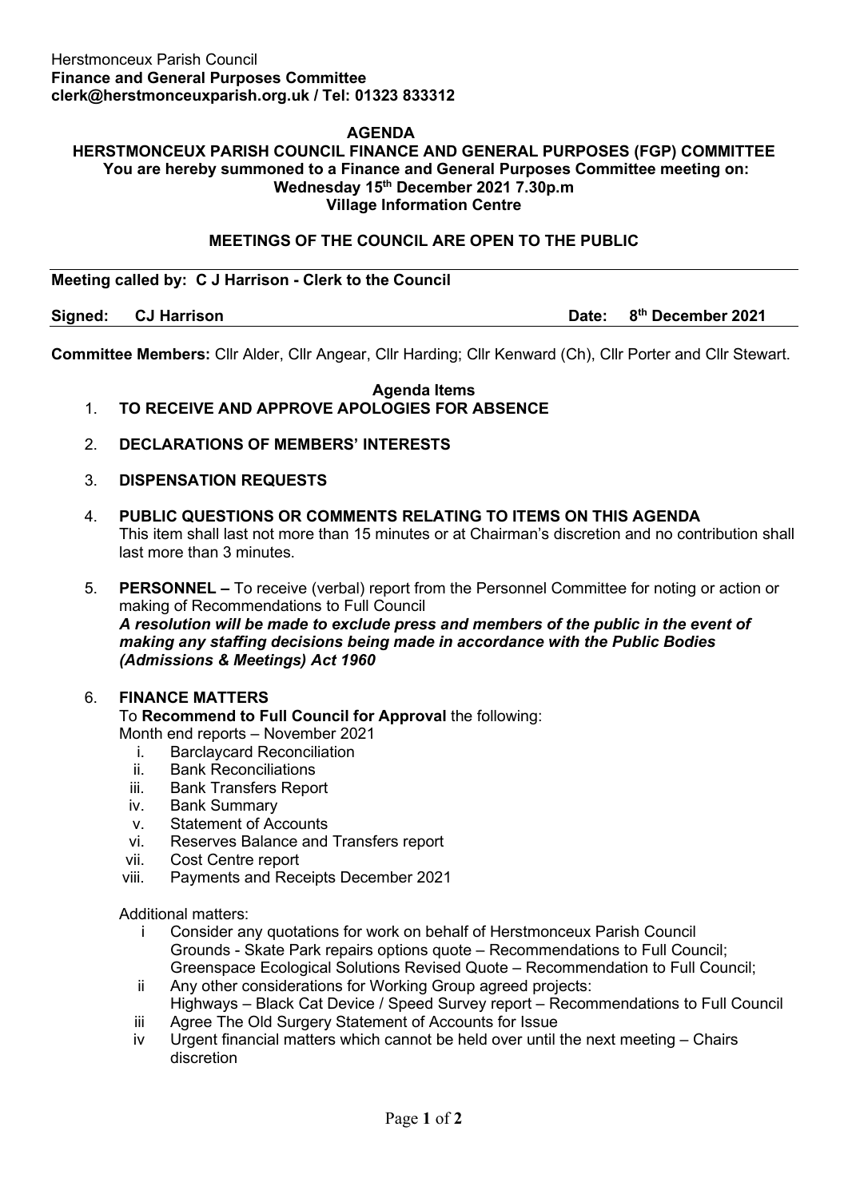Herstmonceux Parish Council
**Finance and General Purposes Committee**
**clerk@herstmonceuxparish.org.uk / Tel: 01323 833312**

**AGENDA**

**HERSTMONCEUX PARISH COUNCIL FINANCE AND GENERAL PURPOSES (FGP) COMMITTEE**
**You are hereby summoned to a Finance and General Purposes Committee meeting on:**
**Wednesday 15th December 2021 7.30p.m**
**Village Information Centre**

**MEETINGS OF THE COUNCIL ARE OPEN TO THE PUBLIC**

**Meeting called by: C J Harrison - Clerk to the Council**

**Signed: CJ Harrison** **Date: 8th December 2021**

**Committee Members:** Cllr Alder, Cllr Angear, Cllr Harding; Cllr Kenward (Ch), Cllr Porter and Cllr Stewart.

**Agenda Items**

1. **TO RECEIVE AND APPROVE APOLOGIES FOR ABSENCE**

2. **DECLARATIONS OF MEMBERS' INTERESTS**

3. **DISPENSATION REQUESTS**

4. **PUBLIC QUESTIONS OR COMMENTS RELATING TO ITEMS ON THIS AGENDA**
   This item shall last not more than 15 minutes or at Chairman's discretion and no contribution shall last more than 3 minutes.

5. **PERSONNEL –** To receive (verbal) report from the Personnel Committee for noting or action or making of Recommendations to Full Council
   ***A resolution will be made to exclude press and members of the public in the event of making any staffing decisions being made in accordance with the Public Bodies (Admissions & Meetings) Act 1960***

6. **FINANCE MATTERS**
   To **Recommend to Full Council for Approval** the following:
   Month end reports – November 2021
   i. Barclaycard Reconciliation
   ii. Bank Reconciliations
   iii. Bank Transfers Report
   iv. Bank Summary
   v. Statement of Accounts
   vi. Reserves Balance and Transfers report
   vii. Cost Centre report
   viii. Payments and Receipts December 2021

   Additional matters:
   i Consider any quotations for work on behalf of Herstmonceux Parish Council
   Grounds - Skate Park repairs options quote – Recommendations to Full Council;
   Greenspace Ecological Solutions Revised Quote – Recommendation to Full Council;
   ii Any other considerations for Working Group agreed projects:
   Highways – Black Cat Device / Speed Survey report – Recommendations to Full Council
   iii Agree The Old Surgery Statement of Accounts for Issue
   iv Urgent financial matters which cannot be held over until the next meeting – Chairs discretion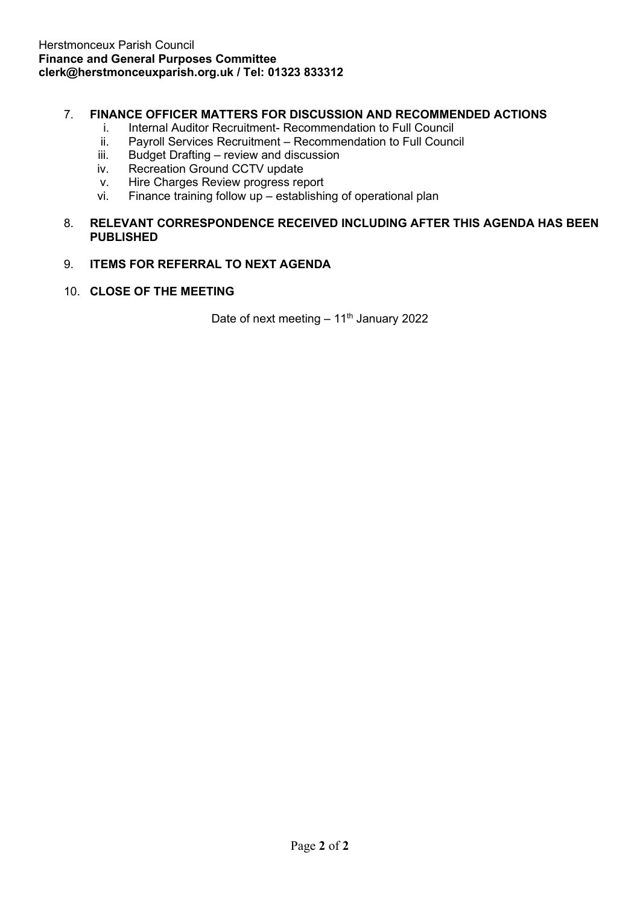7. **FINANCE OFFICER MATTERS FOR DISCUSSION AND RECOMMENDED ACTIONS**
   i. Internal Auditor Recruitment- Recommendation to Full Council
   ii. Payroll Services Recruitment – Recommendation to Full Council
   iii. Budget Drafting – review and discussion
   iv. Recreation Ground CCTV update
   v. Hire Charges Review progress report
   vi. Finance training follow up – establishing of operational plan

8. **RELEVANT CORRESPONDENCE RECEIVED INCLUDING AFTER THIS AGENDA HAS BEEN PUBLISHED**

9. **ITEMS FOR REFERRAL TO NEXT AGENDA**

10. **CLOSE OF THE MEETING**

Date of next meeting – 11th January 2022